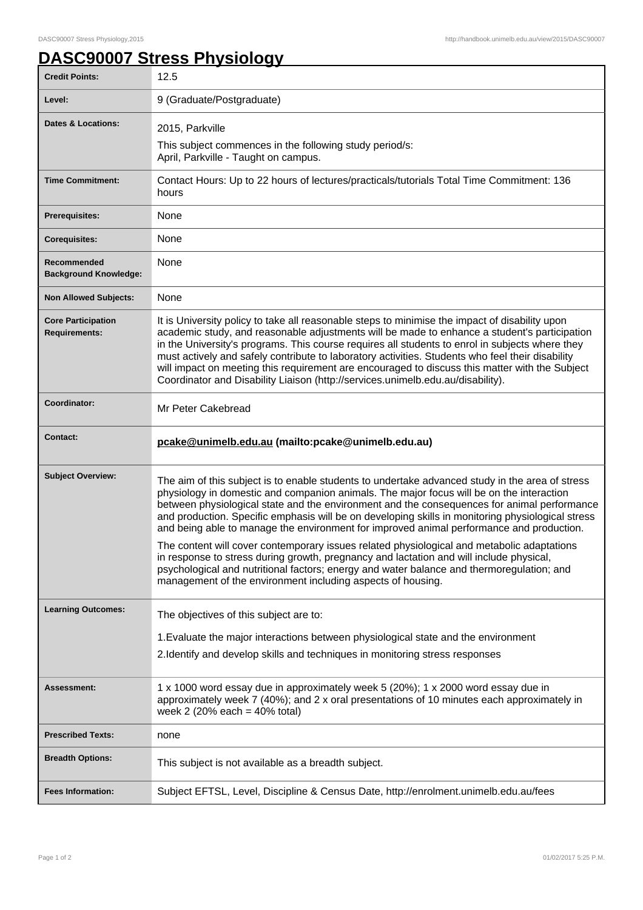# DASC90007 Stress Physiology

| | |
|---|---|
| **Credit Points:** | 12.5 |
| **Level:** | 9 (Graduate/Postgraduate) |
| **Dates & Locations:** | 2015, Parkville<br><br>This subject commences in the following study period/s:<br>April, Parkville - Taught on campus. |
| **Time Commitment:** | Contact Hours: Up to 22 hours of lectures/practicals/tutorials Total Time Commitment: 136 hours |
| **Prerequisites:** | None |
| **Corequisites:** | None |
| **Recommended Background Knowledge:** | None |
| **Non Allowed Subjects:** | None |
| **Core Participation Requirements:** | It is University policy to take all reasonable steps to minimise the impact of disability upon academic study, and reasonable adjustments will be made to enhance a student's participation in the University's programs. This course requires all students to enrol in subjects where they must actively and safely contribute to laboratory activities. Students who feel their disability will impact on meeting this requirement are encouraged to discuss this matter with the Subject Coordinator and Disability Liaison (http://services.unimelb.edu.au/disability). |
| **Coordinator:** | Mr Peter Cakebread |
| **Contact:** | **pcake@unimelb.edu.au (mailto:pcake@unimelb.edu.au)** |
| **Subject Overview:** | The aim of this subject is to enable students to undertake advanced study in the area of stress physiology in domestic and companion animals. The major focus will be on the interaction between physiological state and the environment and the consequences for animal performance and production. Specific emphasis will be on developing skills in monitoring physiological stress and being able to manage the environment for improved animal performance and production.<br><br>The content will cover contemporary issues related physiological and metabolic adaptations in response to stress during growth, pregnancy and lactation and will include physical, psychological and nutritional factors; energy and water balance and thermoregulation; and management of the environment including aspects of housing. |
| **Learning Outcomes:** | The objectives of this subject are to:<br><br>1.Evaluate the major interactions between physiological state and the environment<br><br>2.Identify and develop skills and techniques in monitoring stress responses |
| **Assessment:** | 1 x 1000 word essay due in approximately week 5 (20%); 1 x 2000 word essay due in approximately week 7 (40%); and 2 x oral presentations of 10 minutes each approximately in week 2 (20% each = 40% total) |
| **Prescribed Texts:** | none |
| **Breadth Options:** | This subject is not available as a breadth subject. |
| **Fees Information:** | Subject EFTSL, Level, Discipline & Census Date, http://enrolment.unimelb.edu.au/fees |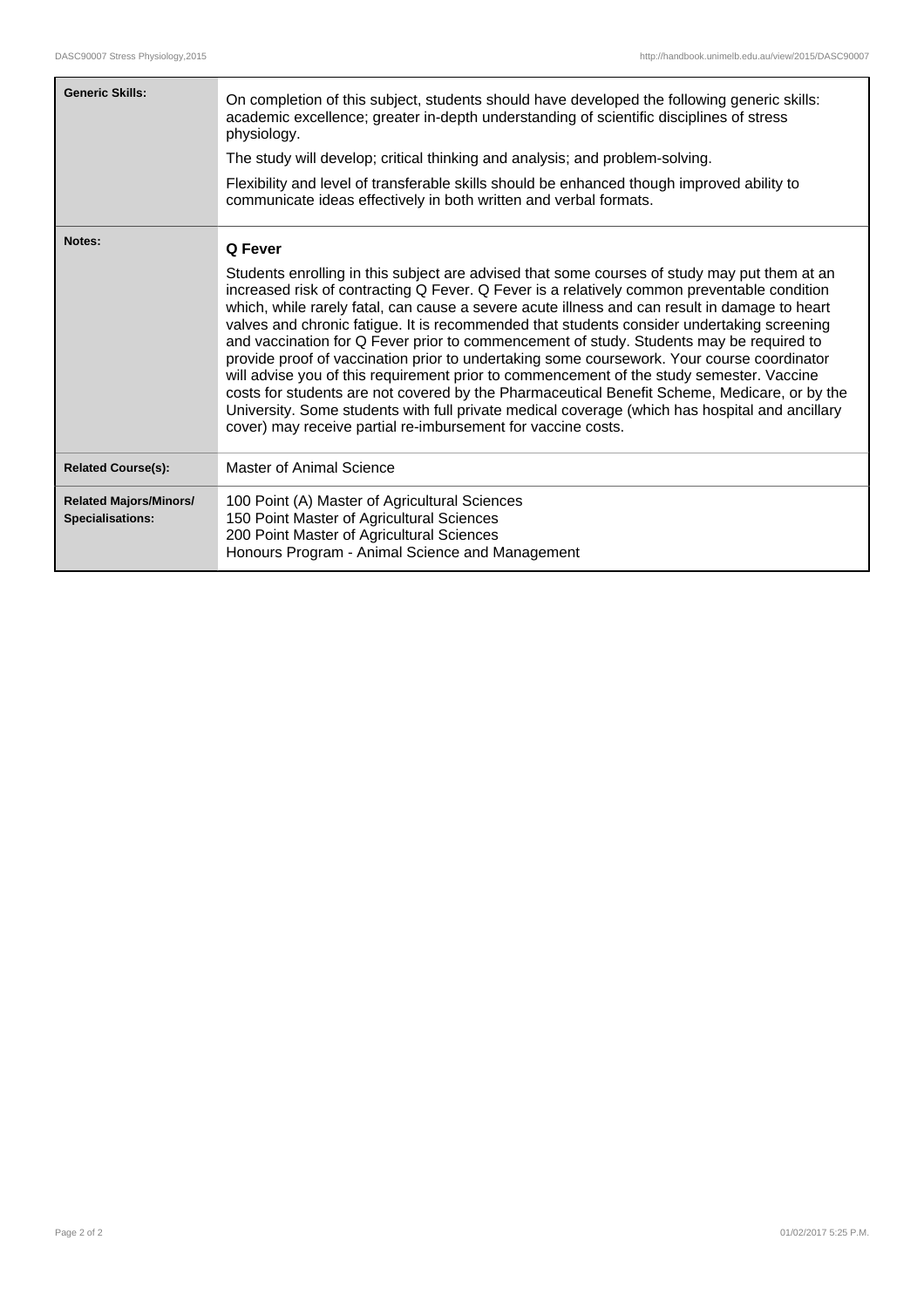| | |
|---|---|
| **Generic Skills:** | On completion of this subject, students should have developed the following generic skills: academic excellence; greater in-depth understanding of scientific disciplines of stress physiology.<br><br>The study will develop; critical thinking and analysis; and problem-solving.<br><br>Flexibility and level of transferable skills should be enhanced though improved ability to communicate ideas effectively in both written and verbal formats. |
| **Notes:** | **Q Fever**<br><br>Students enrolling in this subject are advised that some courses of study may put them at an increased risk of contracting Q Fever. Q Fever is a relatively common preventable condition which, while rarely fatal, can cause a severe acute illness and can result in damage to heart valves and chronic fatigue. It is recommended that students consider undertaking screening and vaccination for Q Fever prior to commencement of study. Students may be required to provide proof of vaccination prior to undertaking some coursework. Your course coordinator will advise you of this requirement prior to commencement of the study semester. Vaccine costs for students are not covered by the Pharmaceutical Benefit Scheme, Medicare, or by the University. Some students with full private medical coverage (which has hospital and ancillary cover) may receive partial re-imbursement for vaccine costs. |
| **Related Course(s):** | Master of Animal Science |
| **Related Majors/Minors/ Specialisations:** | 100 Point (A) Master of Agricultural Sciences<br>150 Point Master of Agricultural Sciences<br>200 Point Master of Agricultural Sciences<br>Honours Program - Animal Science and Management |